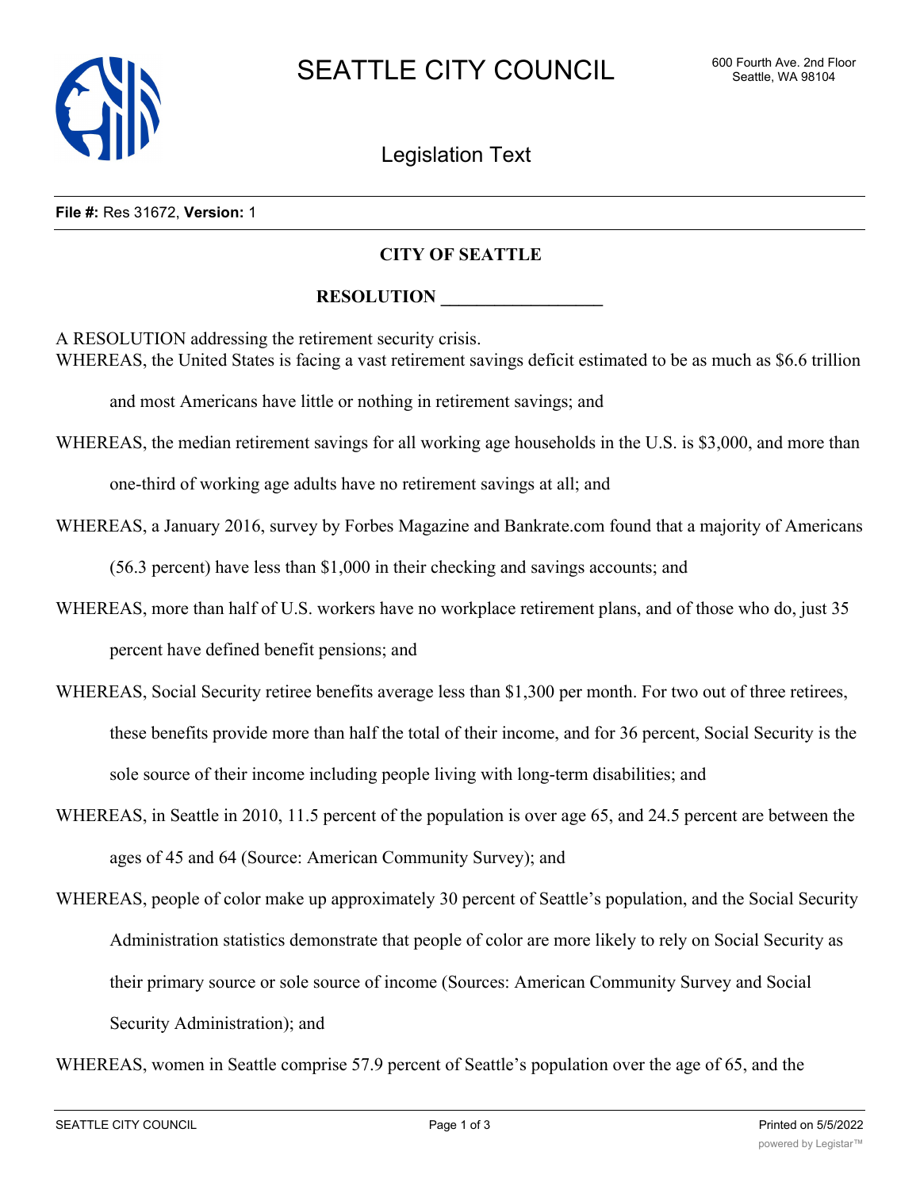File #: Res 31672, Version: 1

**CITY OF SEATTLE**

**RESOLUTION __________________**

A RESOLUTION addressing the retirement security crisis.

WHEREAS, the United States is facing a vast retirement savings deficit estimated to be as much as $6.6 trillion and most Americans have little or nothing in retirement savings; and

WHEREAS, the median retirement savings for all working age households in the U.S. is $3,000, and more than one-third of working age adults have no retirement savings at all; and

WHEREAS, a January 2016, survey by Forbes Magazine and Bankrate.com found that a majority of Americans (56.3 percent) have less than $1,000 in their checking and savings accounts; and

WHEREAS, more than half of U.S. workers have no workplace retirement plans, and of those who do, just 35 percent have defined benefit pensions; and

WHEREAS, Social Security retiree benefits average less than $1,300 per month. For two out of three retirees, these benefits provide more than half the total of their income, and for 36 percent, Social Security is the sole source of their income including people living with long-term disabilities; and

WHEREAS, in Seattle in 2010, 11.5 percent of the population is over age 65, and 24.5 percent are between the ages of 45 and 64 (Source: American Community Survey); and

WHEREAS, people of color make up approximately 30 percent of Seattle's population, and the Social Security Administration statistics demonstrate that people of color are more likely to rely on Social Security as their primary source or sole source of income (Sources: American Community Survey and Social Security Administration); and

WHEREAS, women in Seattle comprise 57.9 percent of Seattle's population over the age of 65, and the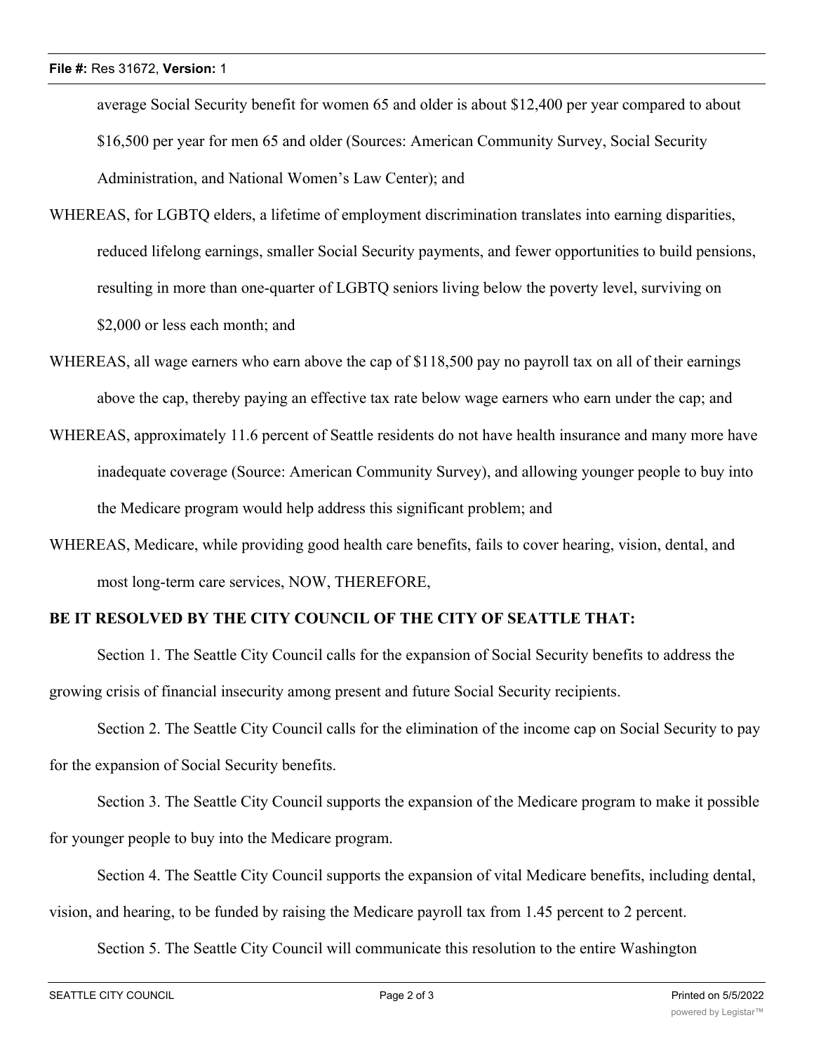average Social Security benefit for women 65 and older is about $12,400 per year compared to about $16,500 per year for men 65 and older (Sources: American Community Survey, Social Security Administration, and National Women's Law Center); and

WHEREAS, for LGBTQ elders, a lifetime of employment discrimination translates into earning disparities, reduced lifelong earnings, smaller Social Security payments, and fewer opportunities to build pensions, resulting in more than one-quarter of LGBTQ seniors living below the poverty level, surviving on $2,000 or less each month; and

WHEREAS, all wage earners who earn above the cap of $118,500 pay no payroll tax on all of their earnings above the cap, thereby paying an effective tax rate below wage earners who earn under the cap; and

WHEREAS, approximately 11.6 percent of Seattle residents do not have health insurance and many more have inadequate coverage (Source: American Community Survey), and allowing younger people to buy into the Medicare program would help address this significant problem; and

WHEREAS, Medicare, while providing good health care benefits, fails to cover hearing, vision, dental, and most long-term care services, NOW, THEREFORE,

**BE IT RESOLVED BY THE CITY COUNCIL OF THE CITY OF SEATTLE THAT:**

Section 1. The Seattle City Council calls for the expansion of Social Security benefits to address the growing crisis of financial insecurity among present and future Social Security recipients.

Section 2. The Seattle City Council calls for the elimination of the income cap on Social Security to pay for the expansion of Social Security benefits.

Section 3. The Seattle City Council supports the expansion of the Medicare program to make it possible for younger people to buy into the Medicare program.

Section 4. The Seattle City Council supports the expansion of vital Medicare benefits, including dental, vision, and hearing, to be funded by raising the Medicare payroll tax from 1.45 percent to 2 percent.

Section 5. The Seattle City Council will communicate this resolution to the entire Washington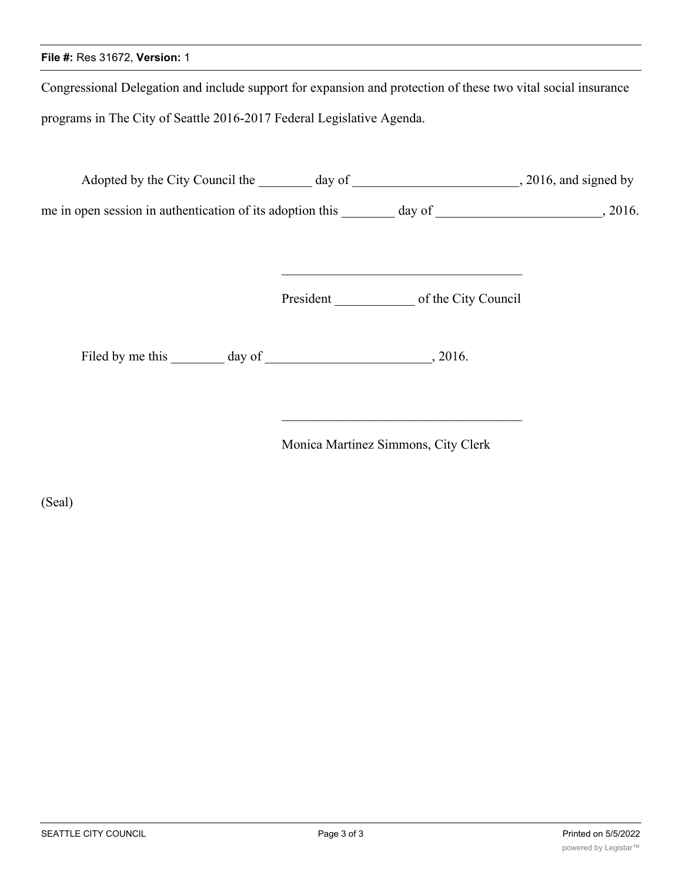Congressional Delegation and include support for expansion and protection of these two vital social insurance programs in The City of Seattle 2016-2017 Federal Legislative Agenda.

Adopted by the City Council the ________ day of _________________________, 2016, and signed by me in open session in authentication of its adoption this ________ day of _________________________, 2016.

_____________________________________

President ____________ of the City Council

Filed by me this ________ day of _________________________, 2016.

_____________________________________

Monica Martinez Simmons, City Clerk

(Seal)